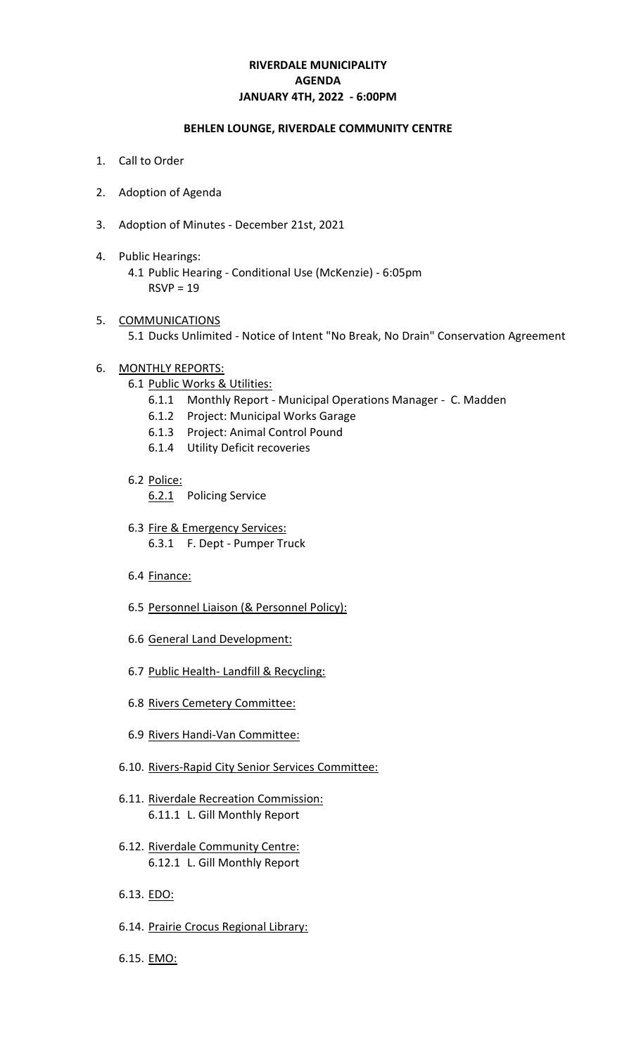**RIVERDALE MUNICIPALITY**
**AGENDA**
**JANUARY 4TH, 2022 - 6:00PM**

**BEHLEN LOUNGE, RIVERDALE COMMUNITY CENTRE**

1. Call to Order

2. Adoption of Agenda

3. Adoption of Minutes - December 21st, 2021

4. Public Hearings:
   - 4.1 Public Hearing - Conditional Use (McKenzie) - 6:05pm
     RSVP = 19

5. COMMUNICATIONS
   - 5.1 Ducks Unlimited - Notice of Intent "No Break, No Drain" Conservation Agreement

6. MONTHLY REPORTS:
   - 6.1 Public Works & Utilities:
     - 6.1.1 Monthly Report - Municipal Operations Manager - C. Madden
     - 6.1.2 Project: Municipal Works Garage
     - 6.1.3 Project: Animal Control Pound
     - 6.1.4 Utility Deficit recoveries
   - 6.2 Police:
     - 6.2.1 Policing Service
   - 6.3 Fire & Emergency Services:
     - 6.3.1 F. Dept - Pumper Truck
   - 6.4 Finance:
   - 6.5 Personnel Liaison (& Personnel Policy):
   - 6.6 General Land Development:
   - 6.7 Public Health- Landfill & Recycling:
   - 6.8 Rivers Cemetery Committee:
   - 6.9 Rivers Handi-Van Committee:
   - 6.10. Rivers-Rapid City Senior Services Committee:
   - 6.11. Riverdale Recreation Commission:
     - 6.11.1 L. Gill Monthly Report
   - 6.12. Riverdale Community Centre:
     - 6.12.1 L. Gill Monthly Report
   - 6.13. EDO:
   - 6.14. Prairie Crocus Regional Library:
   - 6.15. EMO: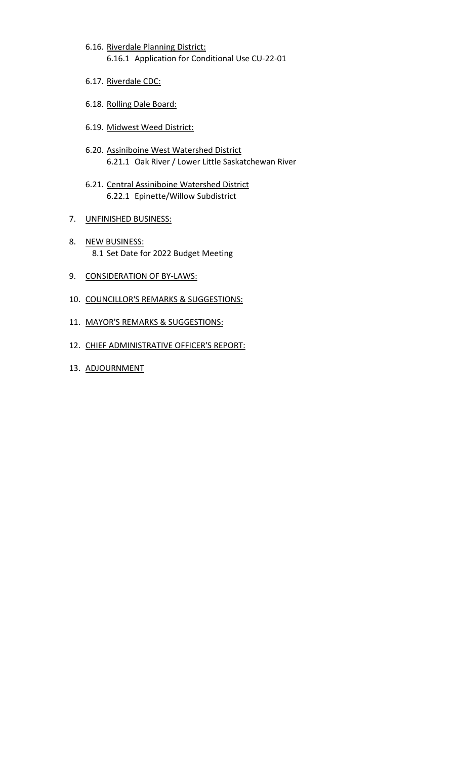6.16. Riverdale Planning District:
    6.16.1 Application for Conditional Use CU-22-01

6.17. Riverdale CDC:

6.18. Rolling Dale Board:

6.19. Midwest Weed District:

6.20. Assiniboine West Watershed District
    6.21.1 Oak River / Lower Little Saskatchewan River

6.21. Central Assiniboine Watershed District
    6.22.1 Epinette/Willow Subdistrict

7. UNFINISHED BUSINESS:

8. NEW BUSINESS:
    8.1 Set Date for 2022 Budget Meeting

9. CONSIDERATION OF BY-LAWS:

10. COUNCILLOR'S REMARKS & SUGGESTIONS:

11. MAYOR'S REMARKS & SUGGESTIONS:

12. CHIEF ADMINISTRATIVE OFFICER'S REPORT:

13. ADJOURNMENT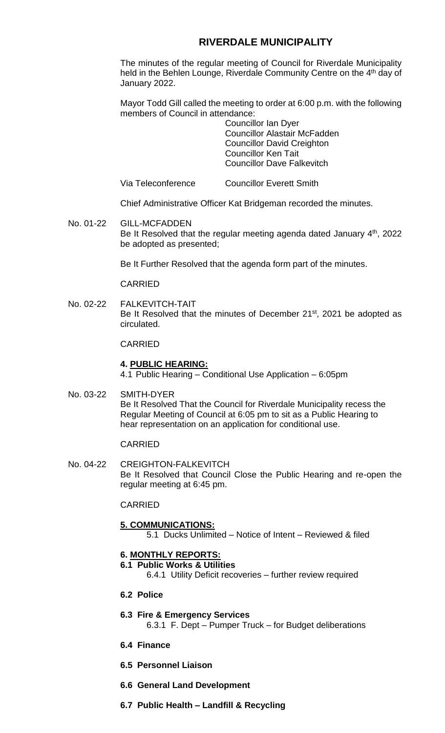# RIVERDALE MUNICIPALITY

The minutes of the regular meeting of Council for Riverdale Municipality held in the Behlen Lounge, Riverdale Community Centre on the 4th day of January 2022.

Mayor Todd Gill called the meeting to order at 6:00 p.m. with the following members of Council in attendance:

Councillor Ian Dyer
Councillor Alastair McFadden
Councillor David Creighton
Councillor Ken Tait
Councillor Dave Falkevitch

Via Teleconference Councillor Everett Smith

Chief Administrative Officer Kat Bridgeman recorded the minutes.

No. 01-22 GILL-MCFADDEN
Be It Resolved that the regular meeting agenda dated January 4th, 2022 be adopted as presented;

Be It Further Resolved that the agenda form part of the minutes.

CARRIED

No. 02-22 FALKEVITCH-TAIT
Be It Resolved that the minutes of December 21st, 2021 be adopted as circulated.

CARRIED

**4. PUBLIC HEARING:**

4.1 Public Hearing – Conditional Use Application – 6:05pm

No. 03-22 SMITH-DYER
Be It Resolved That the Council for Riverdale Municipality recess the Regular Meeting of Council at 6:05 pm to sit as a Public Hearing to hear representation on an application for conditional use.

CARRIED

No. 04-22 CREIGHTON-FALKEVITCH
Be It Resolved that Council Close the Public Hearing and re-open the regular meeting at 6:45 pm.

CARRIED

**5. COMMUNICATIONS:**

5.1 Ducks Unlimited – Notice of Intent – Reviewed & filed

**6. MONTHLY REPORTS:**

**6.1 Public Works & Utilities**

6.4.1 Utility Deficit recoveries – further review required

**6.2 Police**

**6.3 Fire & Emergency Services**

6.3.1 F. Dept – Pumper Truck – for Budget deliberations

**6.4 Finance**

**6.5 Personnel Liaison**

**6.6 General Land Development**

**6.7 Public Health – Landfill & Recycling**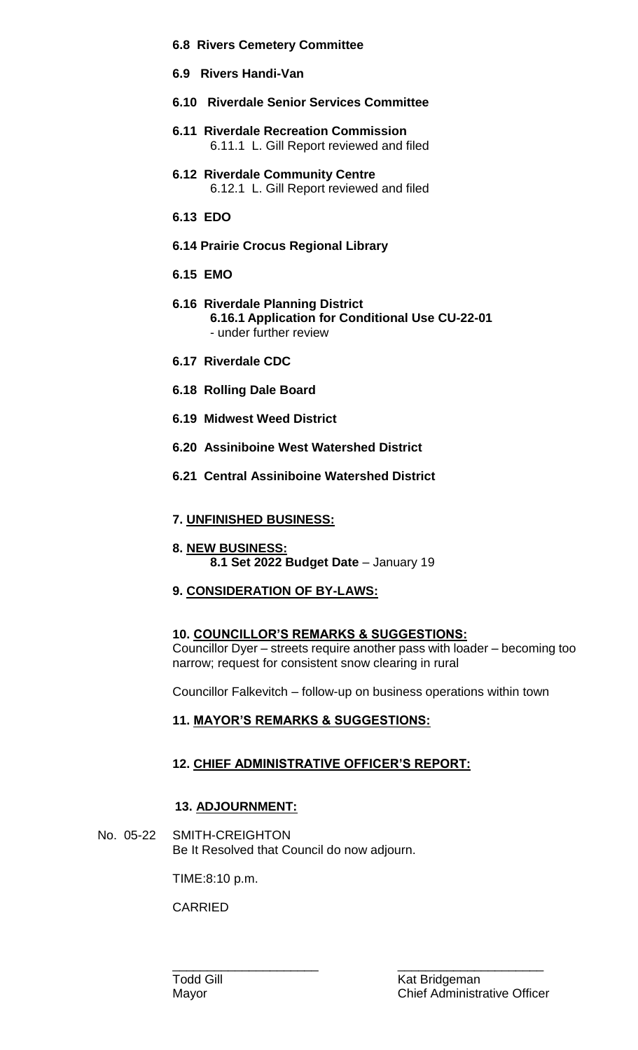**6.8 Rivers Cemetery Committee**

**6.9 Rivers Handi-Van**

**6.10 Riverdale Senior Services Committee**

**6.11 Riverdale Recreation Commission**
6.11.1 L. Gill Report reviewed and filed

**6.12 Riverdale Community Centre**
6.12.1 L. Gill Report reviewed and filed

**6.13 EDO**

**6.14 Prairie Crocus Regional Library**

**6.15 EMO**

**6.16 Riverdale Planning District**
**6.16.1 Application for Conditional Use CU-22-01**
- under further review

**6.17 Riverdale CDC**

**6.18 Rolling Dale Board**

**6.19 Midwest Weed District**

**6.20 Assiniboine West Watershed District**

**6.21 Central Assiniboine Watershed District**

**7. UNFINISHED BUSINESS:**

**8. NEW BUSINESS:**
**8.1 Set 2022 Budget Date** – January 19

**9. CONSIDERATION OF BY-LAWS:**

**10. COUNCILLOR'S REMARKS & SUGGESTIONS:**
Councillor Dyer – streets require another pass with loader – becoming too narrow; request for consistent snow clearing in rural

Councillor Falkevitch – follow-up on business operations within town

**11. MAYOR'S REMARKS & SUGGESTIONS:**

**12. CHIEF ADMINISTRATIVE OFFICER'S REPORT:**

**13. ADJOURNMENT:**

No. 05-22 SMITH-CREIGHTON
Be It Resolved that Council do now adjourn.

TIME:8:10 p.m.

CARRIED

| | |
|---|---|
| \_\_\_\_\_\_\_\_\_\_\_\_\_\_\_\_\_\_\_\_\_\_ | \_\_\_\_\_\_\_\_\_\_\_\_\_\_\_\_\_\_\_\_\_\_ |
| Todd Gill | Kat Bridgeman |
| Mayor | Chief Administrative Officer |